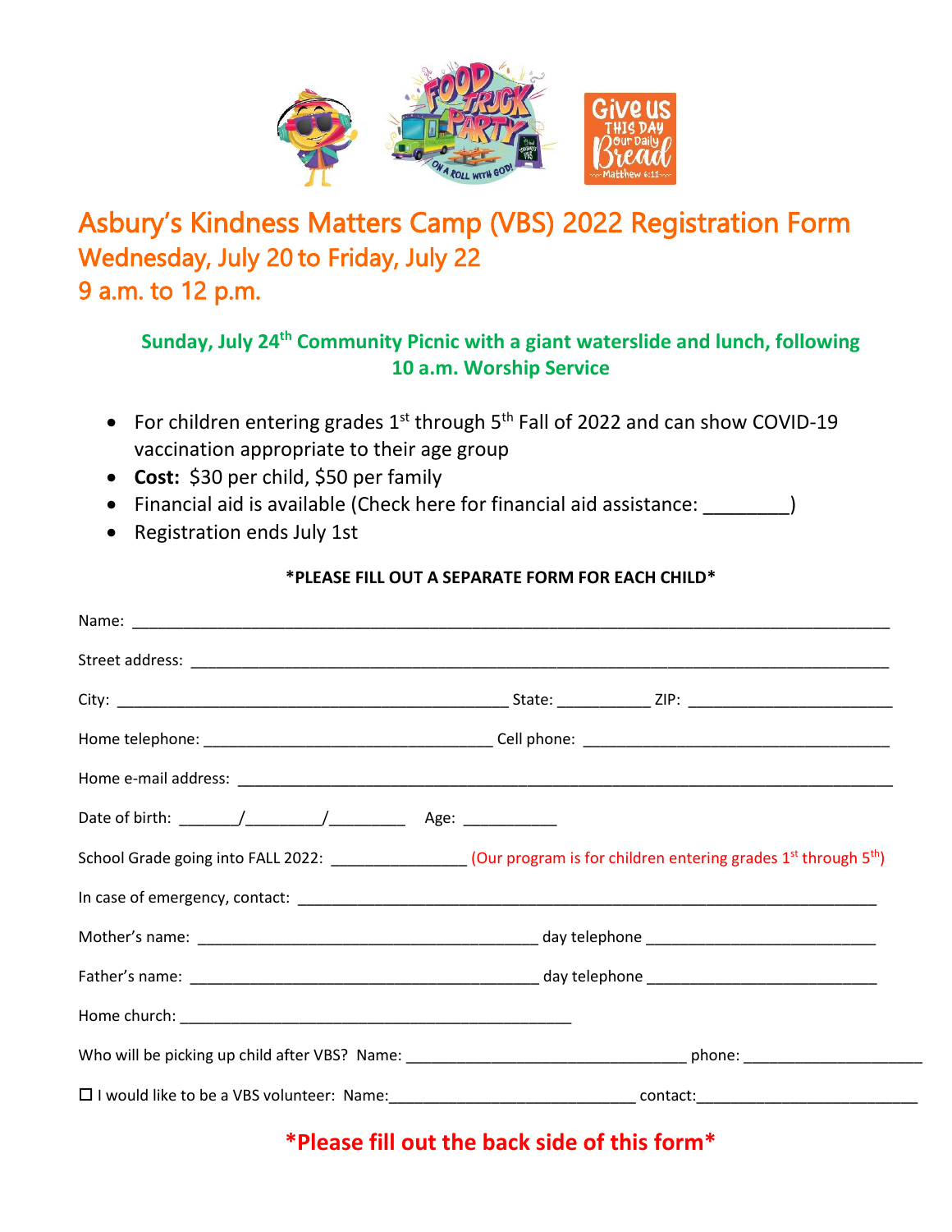# Asbury's Kindness Matters Camp (VBS) 2022 Registration Form

## Wednesday, July 20 to Friday, July 22

## 9 a.m. to 12 p.m.

**Sunday, July 24th Community Picnic with a giant waterslide and lunch, following 10 a.m. Worship Service**

- For children entering grades 1st through 5th Fall of 2022 and can show COVID-19 vaccination appropriate to their age group
- **Cost:** $30 per child, $50 per family
- Financial aid is available (Check here for financial aid assistance: ________)
- Registration ends July 1st

**\*PLEASE FILL OUT A SEPARATE FORM FOR EACH CHILD\***

Name: ______________________________________________________________________________

Street address: ________________________________________________________________________

City: ____________________________________________ State: __________ ZIP: ______________________

Home telephone: ________________________________ Cell phone: __________________________________

Home e-mail address: ___________________________________________________________________

Date of birth: _______/________/_________ Age: ___________

School Grade going into FALL 2022: _______________ (Our program is for children entering grades 1st through 5th)

In case of emergency, contact: ____________________________________________________________

Mother's name: ______________________________________ day telephone _________________________

Father's name: ______________________________________ day telephone _________________________

Home church: ___________________________________________

Who will be picking up child after VBS? Name: _______________________________ phone: ____________________

☐ I would like to be a VBS volunteer: Name:_____________________________ contact:_________________________

**\*Please fill out the back side of this form\***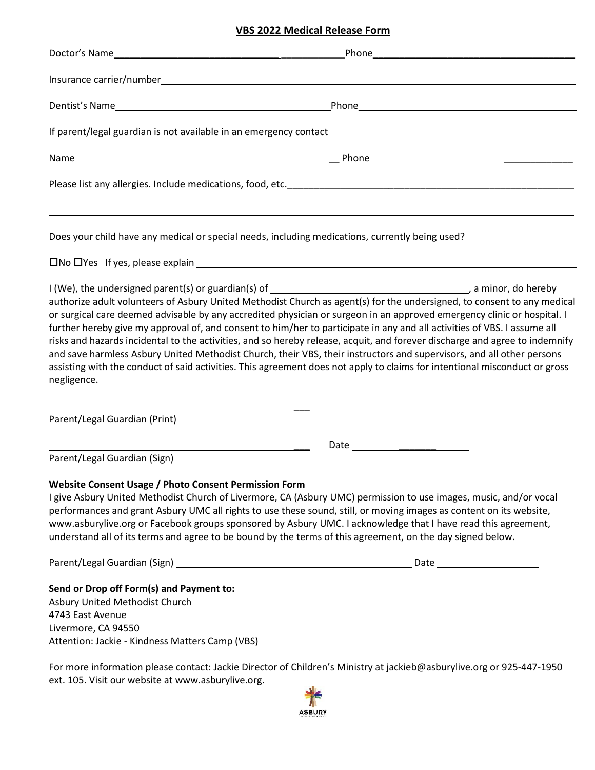## VBS 2022 Medical Release Form

Doctor's Name________________________________________ Phone________________________________________

Insurance carrier/number________________________________________________________________________

Dentist's Name________________________________________ Phone________________________________________

If parent/legal guardian is not available in an emergency contact

Name ________________________________________ Phone ________________________________________

Please list any allergies. Include medications, food, etc.________________________________________________

________________________________________________________________________________________

Does your child have any medical or special needs, including medications, currently being used?

☐No ☐Yes If yes, please explain ________________________________________________________________

I (We), the undersigned parent(s) or guardian(s) of ____________________________________, a minor, do hereby authorize adult volunteers of Asbury United Methodist Church as agent(s) for the undersigned, to consent to any medical or surgical care deemed advisable by any accredited physician or surgeon in an approved emergency clinic or hospital. I further hereby give my approval of, and consent to him/her to participate in any and all activities of VBS. I assume all risks and hazards incidental to the activities, and so hereby release, acquit, and forever discharge and agree to indemnify and save harmless Asbury United Methodist Church, their VBS, their instructors and supervisors, and all other persons assisting with the conduct of said activities. This agreement does not apply to claims for intentional misconduct or gross negligence.

________________________________________________
Parent/Legal Guardian (Print)

________________________________________________ Date ____________________
Parent/Legal Guardian (Sign)

**Website Consent Usage / Photo Consent Permission Form**
I give Asbury United Methodist Church of Livermore, CA (Asbury UMC) permission to use images, music, and/or vocal performances and grant Asbury UMC all rights to use these sound, still, or moving images as content on its website, www.asburylive.org or Facebook groups sponsored by Asbury UMC. I acknowledge that I have read this agreement, understand all of its terms and agree to be bound by the terms of this agreement, on the day signed below.

Parent/Legal Guardian (Sign) ________________________________________________ Date ____________________

**Send or Drop off Form(s) and Payment to:**
Asbury United Methodist Church
4743 East Avenue
Livermore, CA 94550
Attention: Jackie - Kindness Matters Camp (VBS)

For more information please contact: Jackie Director of Children's Ministry at jackieb@asburylive.org or 925-447-1950 ext. 105. Visit our website at www.asburylive.org.

ASBURY